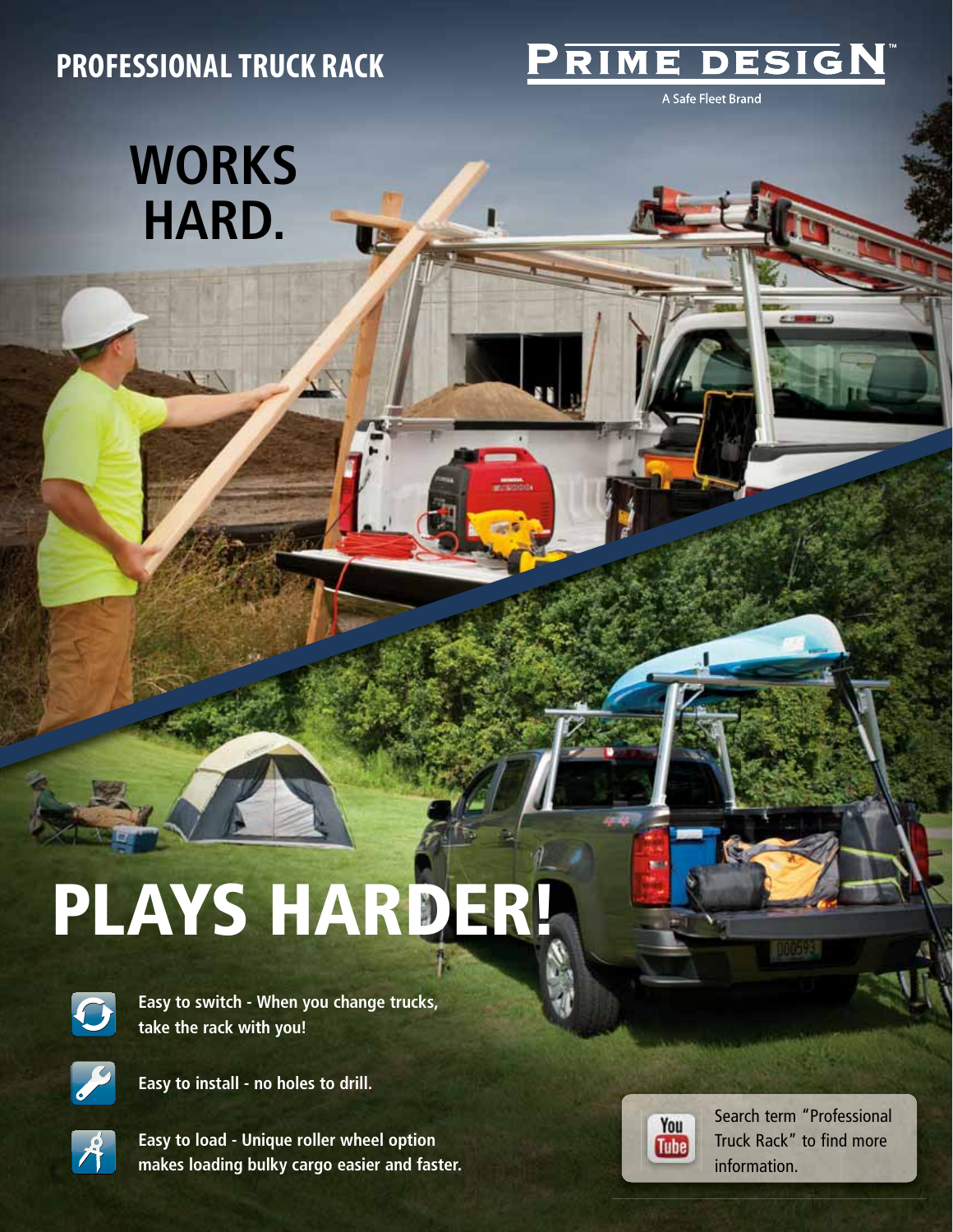# PROFESSIONAL TRUCK RACK

PRIME DESIGN™

A Safe Fleet Brand

## WORKS HARD.

## PLAYS HARDER!

**Easy to switch - When you change trucks, take the rack with you!**

**Easy to install - no holes to drill.**

**Easy to load - Unique roller wheel option makes loading bulky cargo easier and faster.**

YouTube: Search term "Professional Truck Rack" to find more information.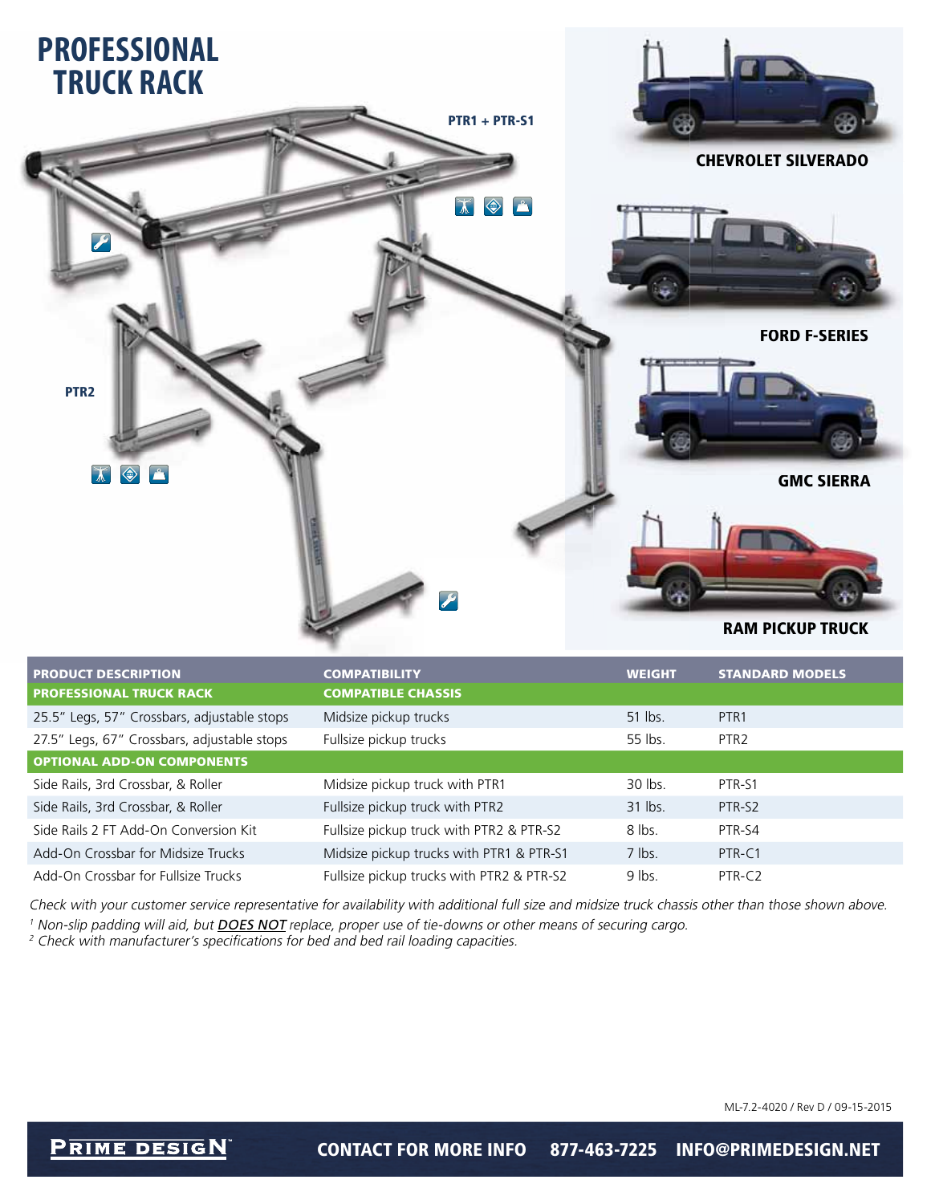# PROFESSIONAL TRUCK RACK

PTR1 + PTR-S1

PTR2

CHEVROLET SILVERADO

FORD F-SERIES

GMC SIERRA

RAM PICKUP TRUCK

| PRODUCT DESCRIPTION | COMPATIBILITY | WEIGHT | STANDARD MODELS |
|---|---|---|---|
| **PROFESSIONAL TRUCK RACK** | **COMPATIBLE CHASSIS** | | |
| 25.5" Legs, 57" Crossbars, adjustable stops | Midsize pickup trucks | 51 lbs. | PTR1 |
| 27.5" Legs, 67" Crossbars, adjustable stops | Fullsize pickup trucks | 55 lbs. | PTR2 |
| **OPTIONAL ADD-ON COMPONENTS** | | | |
| Side Rails, 3rd Crossbar, & Roller | Midsize pickup truck with PTR1 | 30 lbs. | PTR-S1 |
| Side Rails, 3rd Crossbar, & Roller | Fullsize pickup truck with PTR2 | 31 lbs. | PTR-S2 |
| Side Rails 2 FT Add-On Conversion Kit | Fullsize pickup truck with PTR2 & PTR-S2 | 8 lbs. | PTR-S4 |
| Add-On Crossbar for Midsize Trucks | Midsize pickup trucks with PTR1 & PTR-S1 | 7 lbs. | PTR-C1 |
| Add-On Crossbar for Fullsize Trucks | Fullsize pickup trucks with PTR2 & PTR-S2 | 9 lbs. | PTR-C2 |

*Check with your customer service representative for availability with additional full size and midsize truck chassis other than those shown above.*

*[1] Non-slip padding will aid, but* ***DOES NOT*** *replace, proper use of tie-downs or other means of securing cargo.*

*[2] Check with manufacturer's specifications for bed and bed rail loading capacities.*

ML-7.2-4020 / Rev D / 09-15-2015

PRIME DESIGN™ CONTACT FOR MORE INFO 877-463-7225 INFO@PRIMEDESIGN.NET